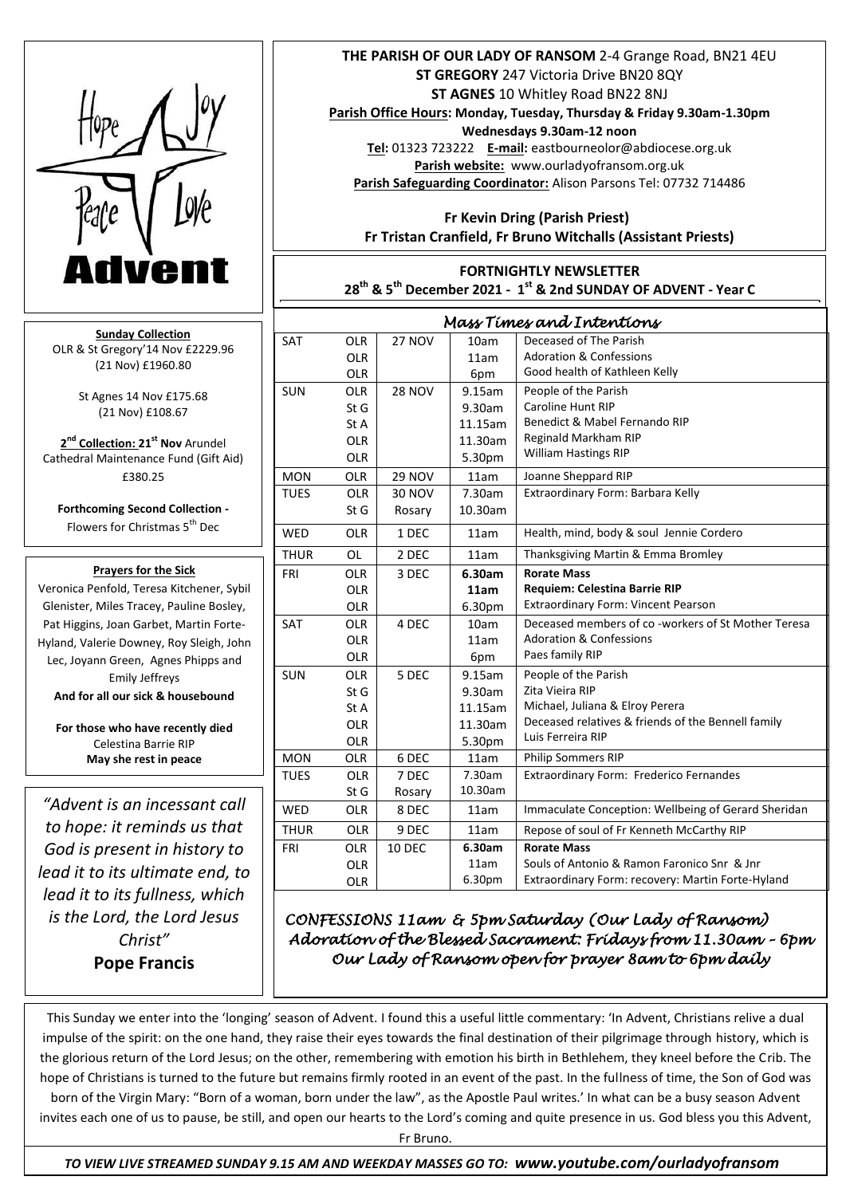**THE PARISH OF OUR LADY OF RANSOM** 2-4 Grange Road, BN21 4EU
**ST GREGORY** 247 Victoria Drive BN20 8QY
**ST AGNES** 10 Whitley Road BN22 8NJ

**Parish Office Hours: Monday, Tuesday, Thursday & Friday 9.30am-1.30pm**
**Wednesdays 9.30am-12 noon**

**Tel:** 01323 723222 **E-mail:** eastbourneolor@abdiocese.org.uk
**Parish website:** www.ourladyofransom.org.uk
**Parish Safeguarding Coordinator:** Alison Parsons Tel: 07732 714486

**Fr Kevin Dring (Parish Priest)**
**Fr Tristan Cranfield, Fr Bruno Witchalls (Assistant Priests)**

Hope Joy Peace Love
**Advent**

## FORTNIGHTLY NEWSLETTER
**28th & 5th December 2021 - 1st & 2nd SUNDAY OF ADVENT - Year C**

### *Mass Times and Intentions*

| | | | | |
|---|---|---|---|---|
| SAT | OLR | 27 NOV | 10am | Deceased of The Parish |
| | OLR | | 11am | Adoration & Confessions |
| | OLR | | 6pm | Good health of Kathleen Kelly |
| SUN | OLR | 28 NOV | 9.15am | People of the Parish |
| | St G | | 9.30am | Caroline Hunt RIP |
| | St A | | 11.15am | Benedict & Mabel Fernando RIP |
| | OLR | | 11.30am | Reginald Markham RIP |
| | OLR | | 5.30pm | William Hastings RIP |
| MON | OLR | 29 NOV | 11am | Joanne Sheppard RIP |
| TUES | OLR | 30 NOV | 7.30am | Extraordinary Form: Barbara Kelly |
| | St G | Rosary | 10.30am | |
| WED | OLR | 1 DEC | 11am | Health, mind, body & soul Jennie Cordero |
| THUR | OL | 2 DEC | 11am | Thanksgiving Martin & Emma Bromley |
| FRI | OLR | 3 DEC | **6.30am** | **Rorate Mass** |
| | OLR | | **11am** | **Requiem: Celestina Barrie RIP** |
| | OLR | | 6.30pm | Extraordinary Form: Vincent Pearson |
| SAT | OLR | 4 DEC | 10am | Deceased members of co -workers of St Mother Teresa |
| | OLR | | 11am | Adoration & Confessions |
| | OLR | | 6pm | Paes family RIP |
| SUN | OLR | 5 DEC | 9.15am | People of the Parish |
| | St G | | 9.30am | Zita Vieira RIP |
| | St A | | 11.15am | Michael, Juliana & Elroy Perera |
| | OLR | | 11.30am | Deceased relatives & friends of the Bennell family |
| | OLR | | 5.30pm | Luis Ferreira RIP |
| MON | OLR | 6 DEC | 11am | Philip Sommers RIP |
| TUES | OLR | 7 DEC | 7.30am | Extraordinary Form: Frederico Fernandes |
| | St G | Rosary | 10.30am | |
| WED | OLR | 8 DEC | 11am | Immaculate Conception: Wellbeing of Gerard Sheridan |
| THUR | OLR | 9 DEC | 11am | Repose of soul of Fr Kenneth McCarthy RIP |
| FRI | OLR | 10 DEC | **6.30am** | **Rorate Mass** |
| | OLR | | 11am | Souls of Antonio & Ramon Faronico Snr & Jnr |
| | OLR | | 6.30pm | Extraordinary Form: recovery: Martin Forte-Hyland |

*CONFESSIONS 11am & 5pm Saturday (Our Lady of Ransom)*
*Adoration of the Blessed Sacrament: Fridays from 11.30am – 6pm*
*Our Lady of Ransom open for prayer 8am to 6pm daily*

**Sunday Collection**
OLR & St Gregory'14 Nov £2229.96
(21 Nov) £1960.80

St Agnes 14 Nov £175.68
(21 Nov) £108.67

**2nd Collection: 21st Nov** Arundel Cathedral Maintenance Fund (Gift Aid) £380.25

**Forthcoming Second Collection -**
Flowers for Christmas 5th Dec

**Prayers for the Sick**
Veronica Penfold, Teresa Kitchener, Sybil Glenister, Miles Tracey, Pauline Bosley, Pat Higgins, Joan Garbet, Martin Forte-Hyland, Valerie Downey, Roy Sleigh, John Lec, Joyann Green, Agnes Phipps and Emily Jeffreys
**And for all our sick & housebound**

**For those who have recently died**
Celestina Barrie RIP
**May she rest in peace**

*"Advent is an incessant call to hope: it reminds us that God is present in history to lead it to its ultimate end, to lead it to its fullness, which is the Lord, the Lord Jesus Christ"*
**Pope Francis**

This Sunday we enter into the 'longing' season of Advent. I found this a useful little commentary: 'In Advent, Christians relive a dual impulse of the spirit: on the one hand, they raise their eyes towards the final destination of their pilgrimage through history, which is the glorious return of the Lord Jesus; on the other, remembering with emotion his birth in Bethlehem, they kneel before the Crib. The hope of Christians is turned to the future but remains firmly rooted in an event of the past. In the fullness of time, the Son of God was born of the Virgin Mary: "Born of a woman, born under the law", as the Apostle Paul writes.' In what can be a busy season Advent invites each one of us to pause, be still, and open our hearts to the Lord's coming and quite presence in us. God bless you this Advent, Fr Bruno.

*TO VIEW LIVE STREAMED SUNDAY 9.15 AM AND WEEKDAY MASSES GO TO:* ***www.youtube.com/ourladyofransom***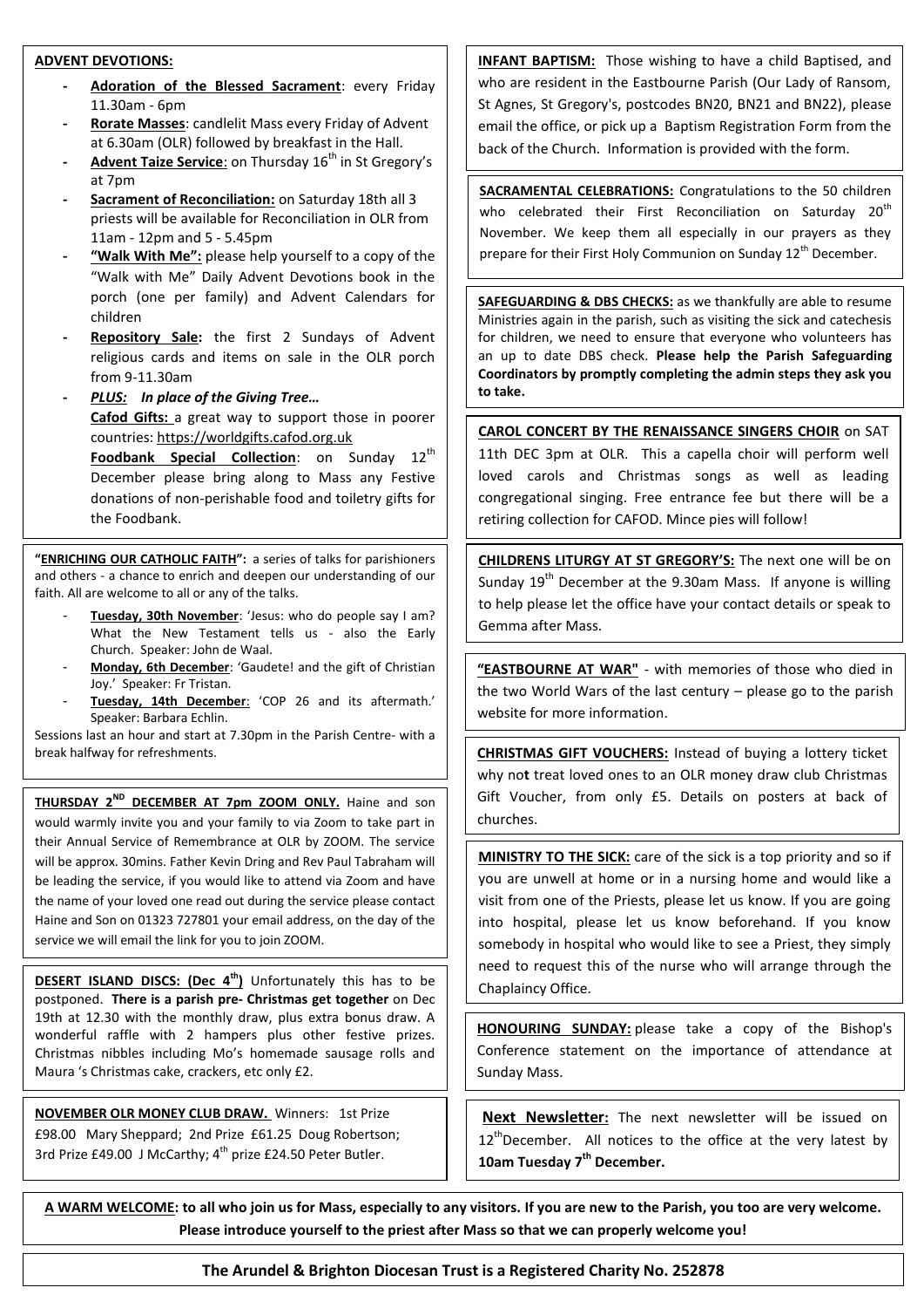**ADVENT DEVOTIONS:**

- **Adoration of the Blessed Sacrament**: every Friday 11.30am - 6pm
- **Rorate Masses**: candlelit Mass every Friday of Advent at 6.30am (OLR) followed by breakfast in the Hall.
- **Advent Taize Service**: on Thursday 16th in St Gregory's at 7pm
- **Sacrament of Reconciliation:** on Saturday 18th all 3 priests will be available for Reconciliation in OLR from 11am - 12pm and 5 - 5.45pm
- **"Walk With Me":** please help yourself to a copy of the "Walk with Me" Daily Advent Devotions book in the porch (one per family) and Advent Calendars for children
- **Repository Sale:** the first 2 Sundays of Advent religious cards and items on sale in the OLR porch from 9-11.30am
- ***PLUS: In place of the Giving Tree…***
  **Cafod Gifts:** a great way to support those in poorer countries: https://worldgifts.cafod.org.uk
  **Foodbank Special Collection**: on Sunday 12th December please bring along to Mass any Festive donations of non-perishable food and toiletry gifts for the Foodbank.

**"ENRICHING OUR CATHOLIC FAITH":** a series of talks for parishioners and others - a chance to enrich and deepen our understanding of our faith. All are welcome to all or any of the talks.

- **Tuesday, 30th November**: 'Jesus: who do people say I am? What the New Testament tells us - also the Early Church. Speaker: John de Waal.
- **Monday, 6th December**: 'Gaudete! and the gift of Christian Joy.' Speaker: Fr Tristan.
- **Tuesday, 14th December**: 'COP 26 and its aftermath.' Speaker: Barbara Echlin.

Sessions last an hour and start at 7.30pm in the Parish Centre- with a break halfway for refreshments.

**THURSDAY 2ND DECEMBER AT 7pm ZOOM ONLY.** Haine and son would warmly invite you and your family to via Zoom to take part in their Annual Service of Remembrance at OLR by ZOOM. The service will be approx. 30mins. Father Kevin Dring and Rev Paul Tabraham will be leading the service, if you would like to attend via Zoom and have the name of your loved one read out during the service please contact Haine and Son on 01323 727801 your email address, on the day of the service we will email the link for you to join ZOOM.

**DESERT ISLAND DISCS: (Dec 4th)** Unfortunately this has to be postponed. **There is a parish pre- Christmas get together** on Dec 19th at 12.30 with the monthly draw, plus extra bonus draw. A wonderful raffle with 2 hampers plus other festive prizes. Christmas nibbles including Mo's homemade sausage rolls and Maura 's Christmas cake, crackers, etc only £2.

**NOVEMBER OLR MONEY CLUB DRAW.** Winners: 1st Prize £98.00 Mary Sheppard; 2nd Prize £61.25 Doug Robertson; 3rd Prize £49.00 J McCarthy; 4th prize £24.50 Peter Butler.

**INFANT BAPTISM:** Those wishing to have a child Baptised, and who are resident in the Eastbourne Parish (Our Lady of Ransom, St Agnes, St Gregory's, postcodes BN20, BN21 and BN22), please email the office, or pick up a Baptism Registration Form from the back of the Church. Information is provided with the form.

**SACRAMENTAL CELEBRATIONS:** Congratulations to the 50 children who celebrated their First Reconciliation on Saturday 20th November. We keep them all especially in our prayers as they prepare for their First Holy Communion on Sunday 12th December.

**SAFEGUARDING & DBS CHECKS:** as we thankfully are able to resume Ministries again in the parish, such as visiting the sick and catechesis for children, we need to ensure that everyone who volunteers has an up to date DBS check. **Please help the Parish Safeguarding Coordinators by promptly completing the admin steps they ask you to take.**

**CAROL CONCERT BY THE RENAISSANCE SINGERS CHOIR** on SAT 11th DEC 3pm at OLR. This a capella choir will perform well loved carols and Christmas songs as well as leading congregational singing. Free entrance fee but there will be a retiring collection for CAFOD. Mince pies will follow!

**CHILDRENS LITURGY AT ST GREGORY'S:** The next one will be on Sunday 19th December at the 9.30am Mass. If anyone is willing to help please let the office have your contact details or speak to Gemma after Mass.

**"EASTBOURNE AT WAR"** - with memories of those who died in the two World Wars of the last century – please go to the parish website for more information.

**CHRISTMAS GIFT VOUCHERS:** Instead of buying a lottery ticket why not treat loved ones to an OLR money draw club Christmas Gift Voucher, from only £5. Details on posters at back of churches.

**MINISTRY TO THE SICK:** care of the sick is a top priority and so if you are unwell at home or in a nursing home and would like a visit from one of the Priests, please let us know. If you are going into hospital, please let us know beforehand. If you know somebody in hospital who would like to see a Priest, they simply need to request this of the nurse who will arrange through the Chaplaincy Office.

**HONOURING SUNDAY:** please take a copy of the Bishop's Conference statement on the importance of attendance at Sunday Mass.

**Next Newsletter:** The next newsletter will be issued on 12th December. All notices to the office at the very latest by **10am Tuesday 7th December.**

**A WARM WELCOME: to all who join us for Mass, especially to any visitors. If you are new to the Parish, you too are very welcome. Please introduce yourself to the priest after Mass so that we can properly welcome you!**

**The Arundel & Brighton Diocesan Trust is a Registered Charity No. 252878**